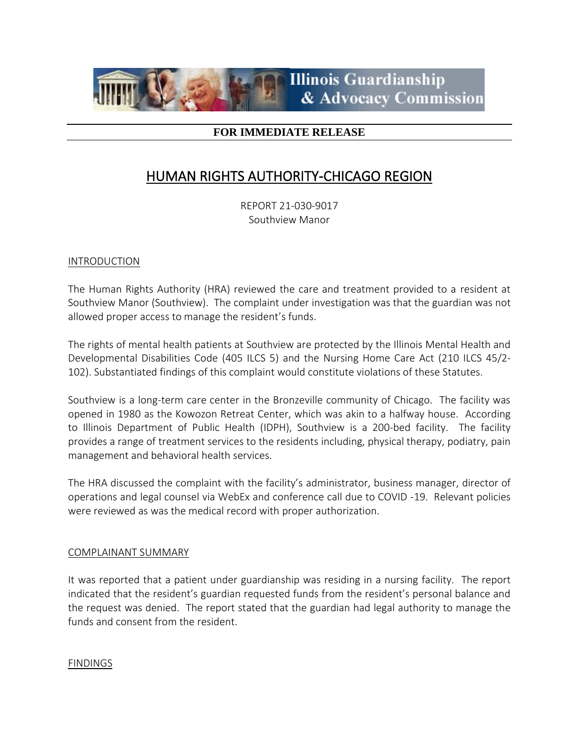Illinois Guardianship & Advocacy Commission

**FOR IMMEDIATE RELEASE**

# HUMAN RIGHTS AUTHORITY-CHICAGO REGION

REPORT 21-030-9017
Southview Manor

## INTRODUCTION

The Human Rights Authority (HRA) reviewed the care and treatment provided to a resident at Southview Manor (Southview). The complaint under investigation was that the guardian was not allowed proper access to manage the resident's funds.

The rights of mental health patients at Southview are protected by the Illinois Mental Health and Developmental Disabilities Code (405 ILCS 5) and the Nursing Home Care Act (210 ILCS 45/2-102). Substantiated findings of this complaint would constitute violations of these Statutes.

Southview is a long-term care center in the Bronzeville community of Chicago. The facility was opened in 1980 as the Kowozon Retreat Center, which was akin to a halfway house. According to Illinois Department of Public Health (IDPH), Southview is a 200-bed facility. The facility provides a range of treatment services to the residents including, physical therapy, podiatry, pain management and behavioral health services.

The HRA discussed the complaint with the facility's administrator, business manager, director of operations and legal counsel via WebEx and conference call due to COVID -19. Relevant policies were reviewed as was the medical record with proper authorization.

## COMPLAINANT SUMMARY

It was reported that a patient under guardianship was residing in a nursing facility. The report indicated that the resident's guardian requested funds from the resident's personal balance and the request was denied. The report stated that the guardian had legal authority to manage the funds and consent from the resident.

## FINDINGS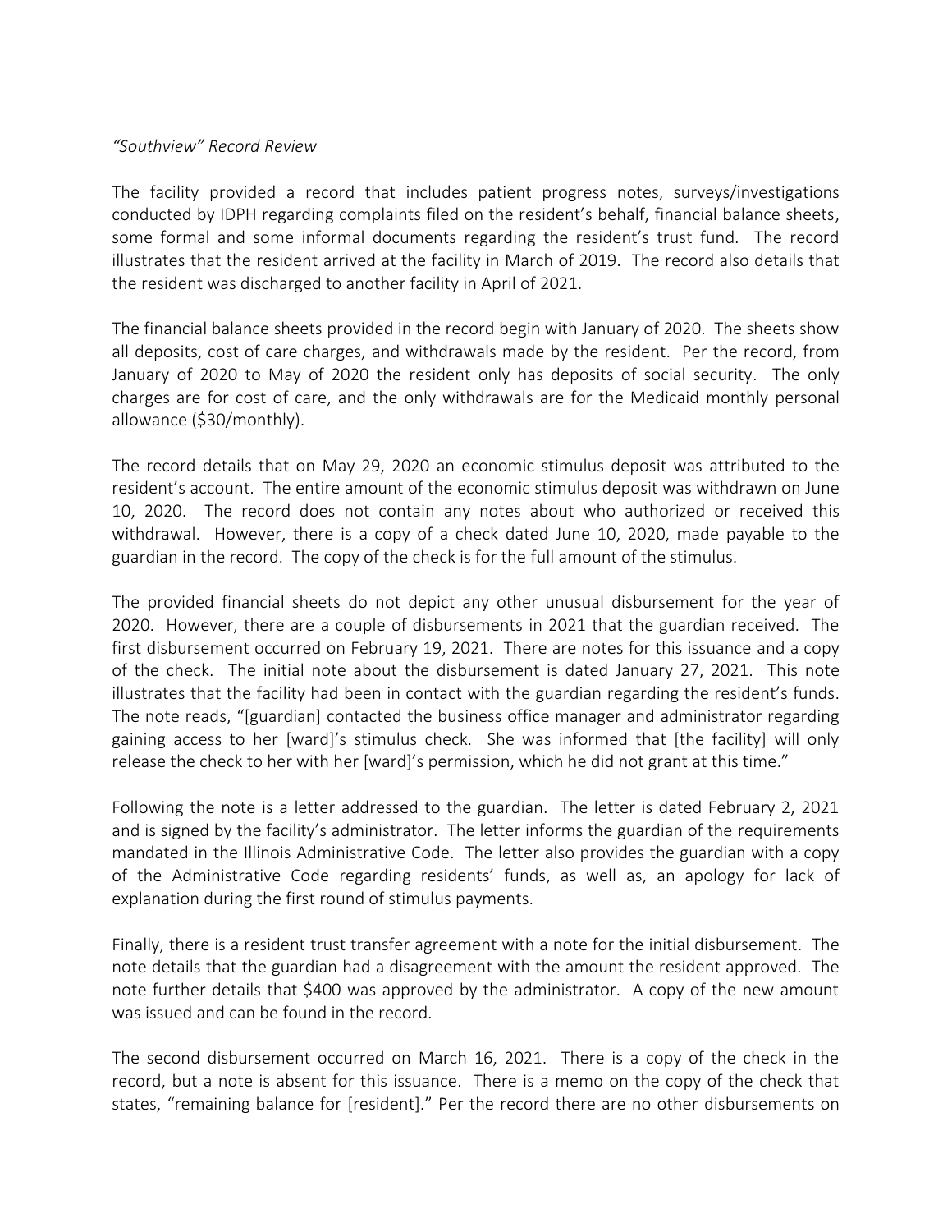*"Southview" Record Review*

The facility provided a record that includes patient progress notes, surveys/investigations conducted by IDPH regarding complaints filed on the resident's behalf, financial balance sheets, some formal and some informal documents regarding the resident's trust fund. The record illustrates that the resident arrived at the facility in March of 2019. The record also details that the resident was discharged to another facility in April of 2021.

The financial balance sheets provided in the record begin with January of 2020. The sheets show all deposits, cost of care charges, and withdrawals made by the resident. Per the record, from January of 2020 to May of 2020 the resident only has deposits of social security. The only charges are for cost of care, and the only withdrawals are for the Medicaid monthly personal allowance ($30/monthly).

The record details that on May 29, 2020 an economic stimulus deposit was attributed to the resident's account. The entire amount of the economic stimulus deposit was withdrawn on June 10, 2020. The record does not contain any notes about who authorized or received this withdrawal. However, there is a copy of a check dated June 10, 2020, made payable to the guardian in the record. The copy of the check is for the full amount of the stimulus.

The provided financial sheets do not depict any other unusual disbursement for the year of 2020. However, there are a couple of disbursements in 2021 that the guardian received. The first disbursement occurred on February 19, 2021. There are notes for this issuance and a copy of the check. The initial note about the disbursement is dated January 27, 2021. This note illustrates that the facility had been in contact with the guardian regarding the resident's funds. The note reads, "[guardian] contacted the business office manager and administrator regarding gaining access to her [ward]'s stimulus check. She was informed that [the facility] will only release the check to her with her [ward]'s permission, which he did not grant at this time."

Following the note is a letter addressed to the guardian. The letter is dated February 2, 2021 and is signed by the facility's administrator. The letter informs the guardian of the requirements mandated in the Illinois Administrative Code. The letter also provides the guardian with a copy of the Administrative Code regarding residents' funds, as well as, an apology for lack of explanation during the first round of stimulus payments.

Finally, there is a resident trust transfer agreement with a note for the initial disbursement. The note details that the guardian had a disagreement with the amount the resident approved. The note further details that $400 was approved by the administrator. A copy of the new amount was issued and can be found in the record.

The second disbursement occurred on March 16, 2021. There is a copy of the check in the record, but a note is absent for this issuance. There is a memo on the copy of the check that states, "remaining balance for [resident]." Per the record there are no other disbursements on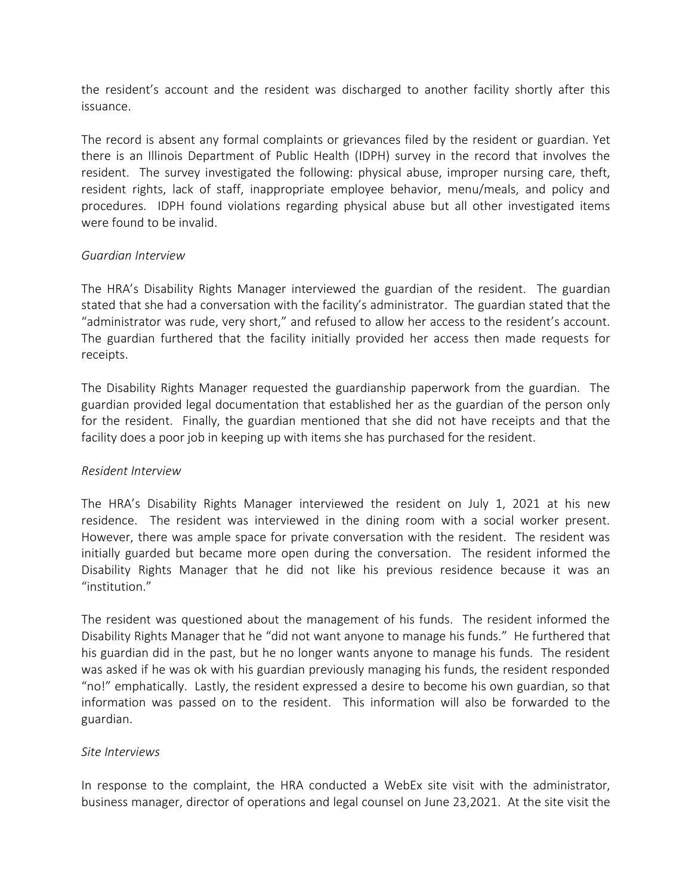the resident's account and the resident was discharged to another facility shortly after this issuance.

The record is absent any formal complaints or grievances filed by the resident or guardian. Yet there is an Illinois Department of Public Health (IDPH) survey in the record that involves the resident. The survey investigated the following: physical abuse, improper nursing care, theft, resident rights, lack of staff, inappropriate employee behavior, menu/meals, and policy and procedures. IDPH found violations regarding physical abuse but all other investigated items were found to be invalid.

*Guardian Interview*

The HRA's Disability Rights Manager interviewed the guardian of the resident. The guardian stated that she had a conversation with the facility's administrator. The guardian stated that the "administrator was rude, very short," and refused to allow her access to the resident's account. The guardian furthered that the facility initially provided her access then made requests for receipts.

The Disability Rights Manager requested the guardianship paperwork from the guardian. The guardian provided legal documentation that established her as the guardian of the person only for the resident. Finally, the guardian mentioned that she did not have receipts and that the facility does a poor job in keeping up with items she has purchased for the resident.

*Resident Interview*

The HRA's Disability Rights Manager interviewed the resident on July 1, 2021 at his new residence. The resident was interviewed in the dining room with a social worker present. However, there was ample space for private conversation with the resident. The resident was initially guarded but became more open during the conversation. The resident informed the Disability Rights Manager that he did not like his previous residence because it was an "institution."

The resident was questioned about the management of his funds. The resident informed the Disability Rights Manager that he "did not want anyone to manage his funds." He furthered that his guardian did in the past, but he no longer wants anyone to manage his funds. The resident was asked if he was ok with his guardian previously managing his funds, the resident responded "no!" emphatically. Lastly, the resident expressed a desire to become his own guardian, so that information was passed on to the resident. This information will also be forwarded to the guardian.

*Site Interviews*

In response to the complaint, the HRA conducted a WebEx site visit with the administrator, business manager, director of operations and legal counsel on June 23,2021. At the site visit the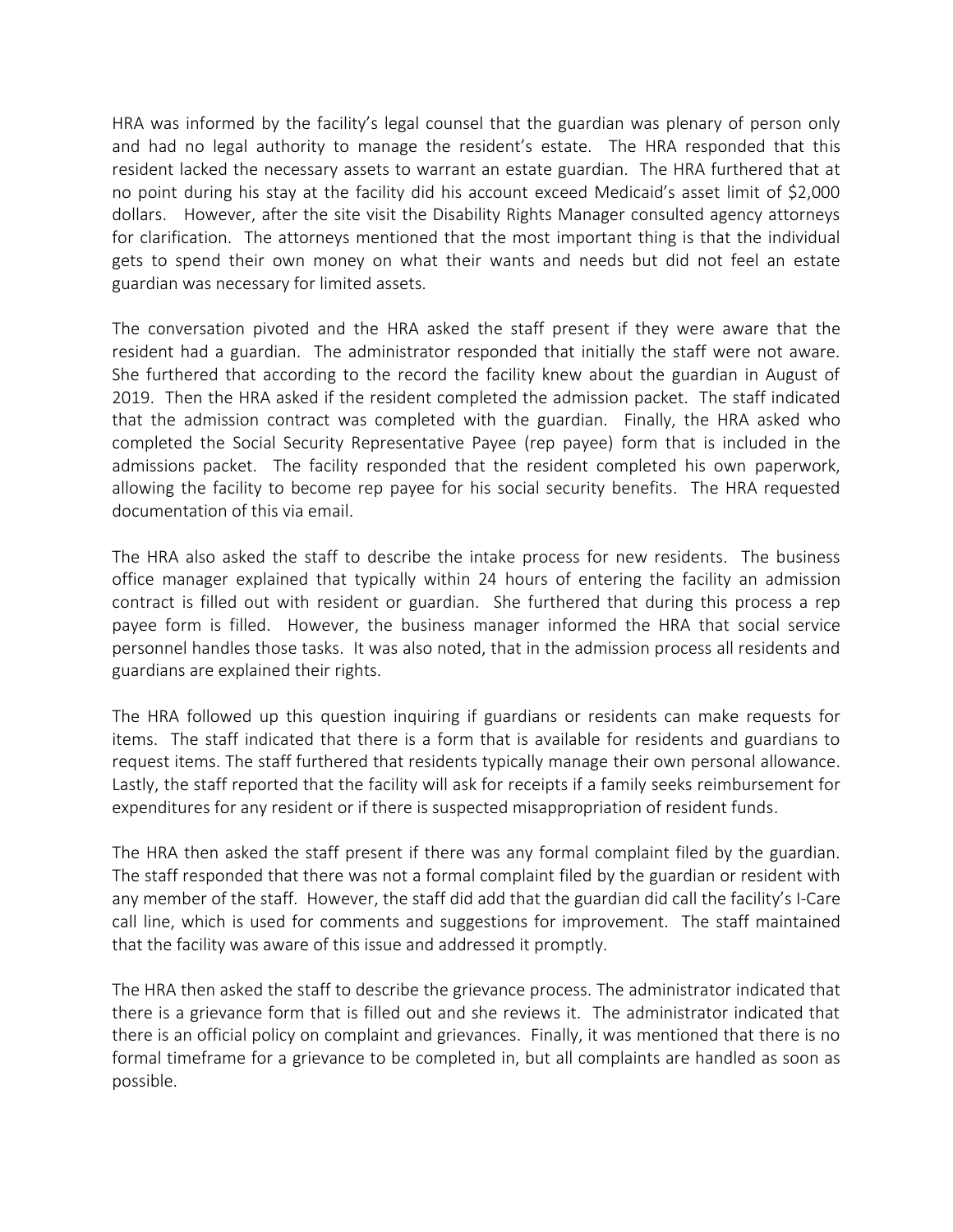HRA was informed by the facility's legal counsel that the guardian was plenary of person only and had no legal authority to manage the resident's estate. The HRA responded that this resident lacked the necessary assets to warrant an estate guardian. The HRA furthered that at no point during his stay at the facility did his account exceed Medicaid's asset limit of $2,000 dollars. However, after the site visit the Disability Rights Manager consulted agency attorneys for clarification. The attorneys mentioned that the most important thing is that the individual gets to spend their own money on what their wants and needs but did not feel an estate guardian was necessary for limited assets.

The conversation pivoted and the HRA asked the staff present if they were aware that the resident had a guardian. The administrator responded that initially the staff were not aware. She furthered that according to the record the facility knew about the guardian in August of 2019. Then the HRA asked if the resident completed the admission packet. The staff indicated that the admission contract was completed with the guardian. Finally, the HRA asked who completed the Social Security Representative Payee (rep payee) form that is included in the admissions packet. The facility responded that the resident completed his own paperwork, allowing the facility to become rep payee for his social security benefits. The HRA requested documentation of this via email.

The HRA also asked the staff to describe the intake process for new residents. The business office manager explained that typically within 24 hours of entering the facility an admission contract is filled out with resident or guardian. She furthered that during this process a rep payee form is filled. However, the business manager informed the HRA that social service personnel handles those tasks. It was also noted, that in the admission process all residents and guardians are explained their rights.

The HRA followed up this question inquiring if guardians or residents can make requests for items. The staff indicated that there is a form that is available for residents and guardians to request items. The staff furthered that residents typically manage their own personal allowance. Lastly, the staff reported that the facility will ask for receipts if a family seeks reimbursement for expenditures for any resident or if there is suspected misappropriation of resident funds.

The HRA then asked the staff present if there was any formal complaint filed by the guardian. The staff responded that there was not a formal complaint filed by the guardian or resident with any member of the staff. However, the staff did add that the guardian did call the facility's I-Care call line, which is used for comments and suggestions for improvement. The staff maintained that the facility was aware of this issue and addressed it promptly.

The HRA then asked the staff to describe the grievance process. The administrator indicated that there is a grievance form that is filled out and she reviews it. The administrator indicated that there is an official policy on complaint and grievances. Finally, it was mentioned that there is no formal timeframe for a grievance to be completed in, but all complaints are handled as soon as possible.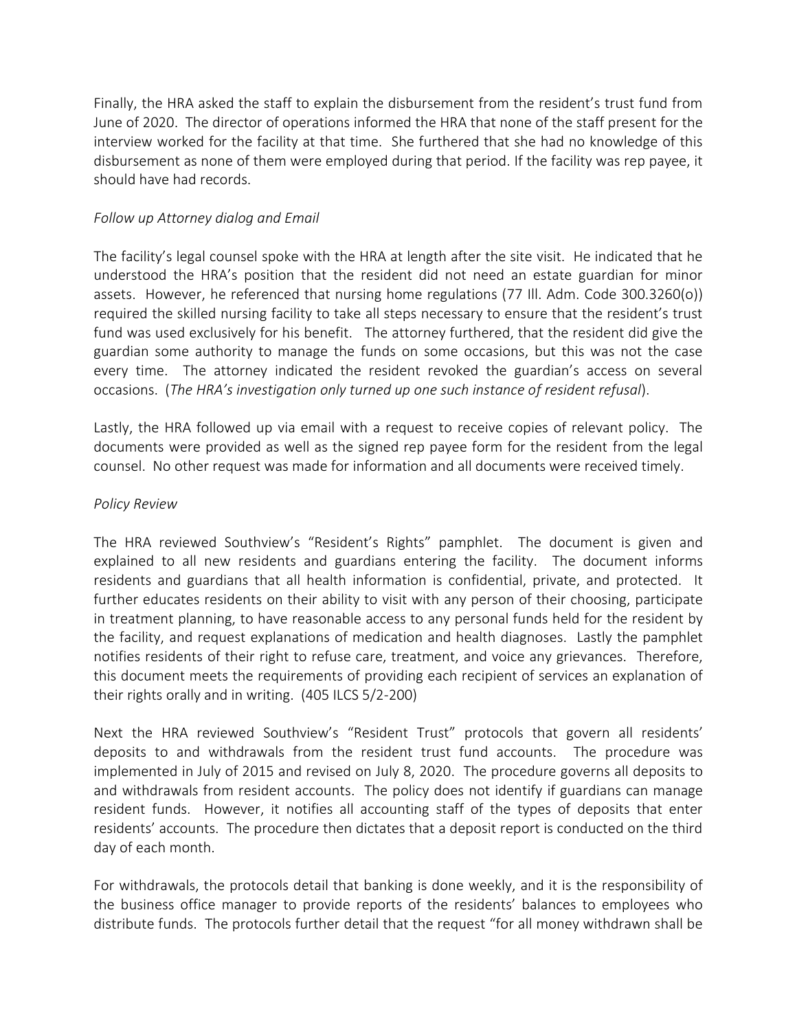Finally, the HRA asked the staff to explain the disbursement from the resident's trust fund from June of 2020. The director of operations informed the HRA that none of the staff present for the interview worked for the facility at that time. She furthered that she had no knowledge of this disbursement as none of them were employed during that period. If the facility was rep payee, it should have had records.

*Follow up Attorney dialog and Email*

The facility's legal counsel spoke with the HRA at length after the site visit. He indicated that he understood the HRA's position that the resident did not need an estate guardian for minor assets. However, he referenced that nursing home regulations (77 Ill. Adm. Code 300.3260(o)) required the skilled nursing facility to take all steps necessary to ensure that the resident's trust fund was used exclusively for his benefit. The attorney furthered, that the resident did give the guardian some authority to manage the funds on some occasions, but this was not the case every time. The attorney indicated the resident revoked the guardian's access on several occasions. (*The HRA's investigation only turned up one such instance of resident refusal*).

Lastly, the HRA followed up via email with a request to receive copies of relevant policy. The documents were provided as well as the signed rep payee form for the resident from the legal counsel. No other request was made for information and all documents were received timely.

*Policy Review*

The HRA reviewed Southview's "Resident's Rights" pamphlet. The document is given and explained to all new residents and guardians entering the facility. The document informs residents and guardians that all health information is confidential, private, and protected. It further educates residents on their ability to visit with any person of their choosing, participate in treatment planning, to have reasonable access to any personal funds held for the resident by the facility, and request explanations of medication and health diagnoses. Lastly the pamphlet notifies residents of their right to refuse care, treatment, and voice any grievances. Therefore, this document meets the requirements of providing each recipient of services an explanation of their rights orally and in writing. (405 ILCS 5/2-200)

Next the HRA reviewed Southview's "Resident Trust" protocols that govern all residents' deposits to and withdrawals from the resident trust fund accounts. The procedure was implemented in July of 2015 and revised on July 8, 2020. The procedure governs all deposits to and withdrawals from resident accounts. The policy does not identify if guardians can manage resident funds. However, it notifies all accounting staff of the types of deposits that enter residents' accounts. The procedure then dictates that a deposit report is conducted on the third day of each month.

For withdrawals, the protocols detail that banking is done weekly, and it is the responsibility of the business office manager to provide reports of the residents' balances to employees who distribute funds. The protocols further detail that the request "for all money withdrawn shall be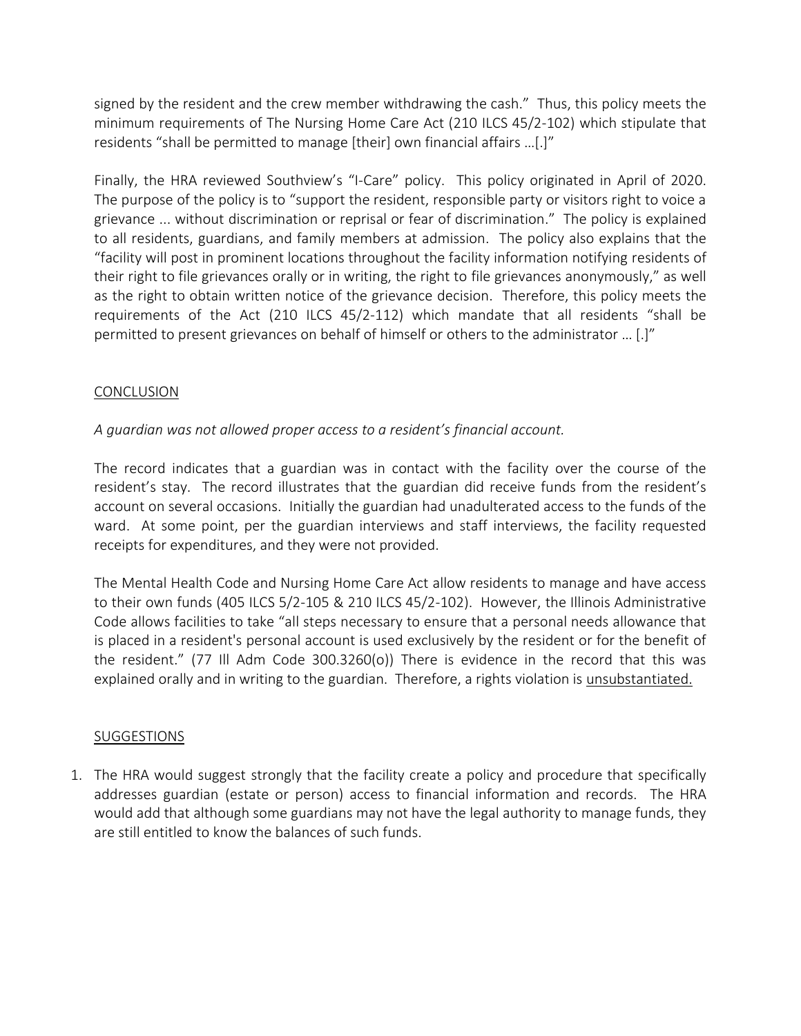signed by the resident and the crew member withdrawing the cash." Thus, this policy meets the minimum requirements of The Nursing Home Care Act (210 ILCS 45/2-102) which stipulate that residents "shall be permitted to manage [their] own financial affairs …[.]"

Finally, the HRA reviewed Southview's "I-Care" policy. This policy originated in April of 2020. The purpose of the policy is to "support the resident, responsible party or visitors right to voice a grievance ... without discrimination or reprisal or fear of discrimination." The policy is explained to all residents, guardians, and family members at admission. The policy also explains that the "facility will post in prominent locations throughout the facility information notifying residents of their right to file grievances orally or in writing, the right to file grievances anonymously," as well as the right to obtain written notice of the grievance decision. Therefore, this policy meets the requirements of the Act (210 ILCS 45/2-112) which mandate that all residents "shall be permitted to present grievances on behalf of himself or others to the administrator … [.]"

## CONCLUSION

*A guardian was not allowed proper access to a resident's financial account.*

The record indicates that a guardian was in contact with the facility over the course of the resident's stay. The record illustrates that the guardian did receive funds from the resident's account on several occasions. Initially the guardian had unadulterated access to the funds of the ward. At some point, per the guardian interviews and staff interviews, the facility requested receipts for expenditures, and they were not provided.

The Mental Health Code and Nursing Home Care Act allow residents to manage and have access to their own funds (405 ILCS 5/2-105 & 210 ILCS 45/2-102). However, the Illinois Administrative Code allows facilities to take "all steps necessary to ensure that a personal needs allowance that is placed in a resident's personal account is used exclusively by the resident or for the benefit of the resident." (77 Ill Adm Code 300.3260(o)) There is evidence in the record that this was explained orally and in writing to the guardian. Therefore, a rights violation is unsubstantiated.

## SUGGESTIONS

1. The HRA would suggest strongly that the facility create a policy and procedure that specifically addresses guardian (estate or person) access to financial information and records. The HRA would add that although some guardians may not have the legal authority to manage funds, they are still entitled to know the balances of such funds.